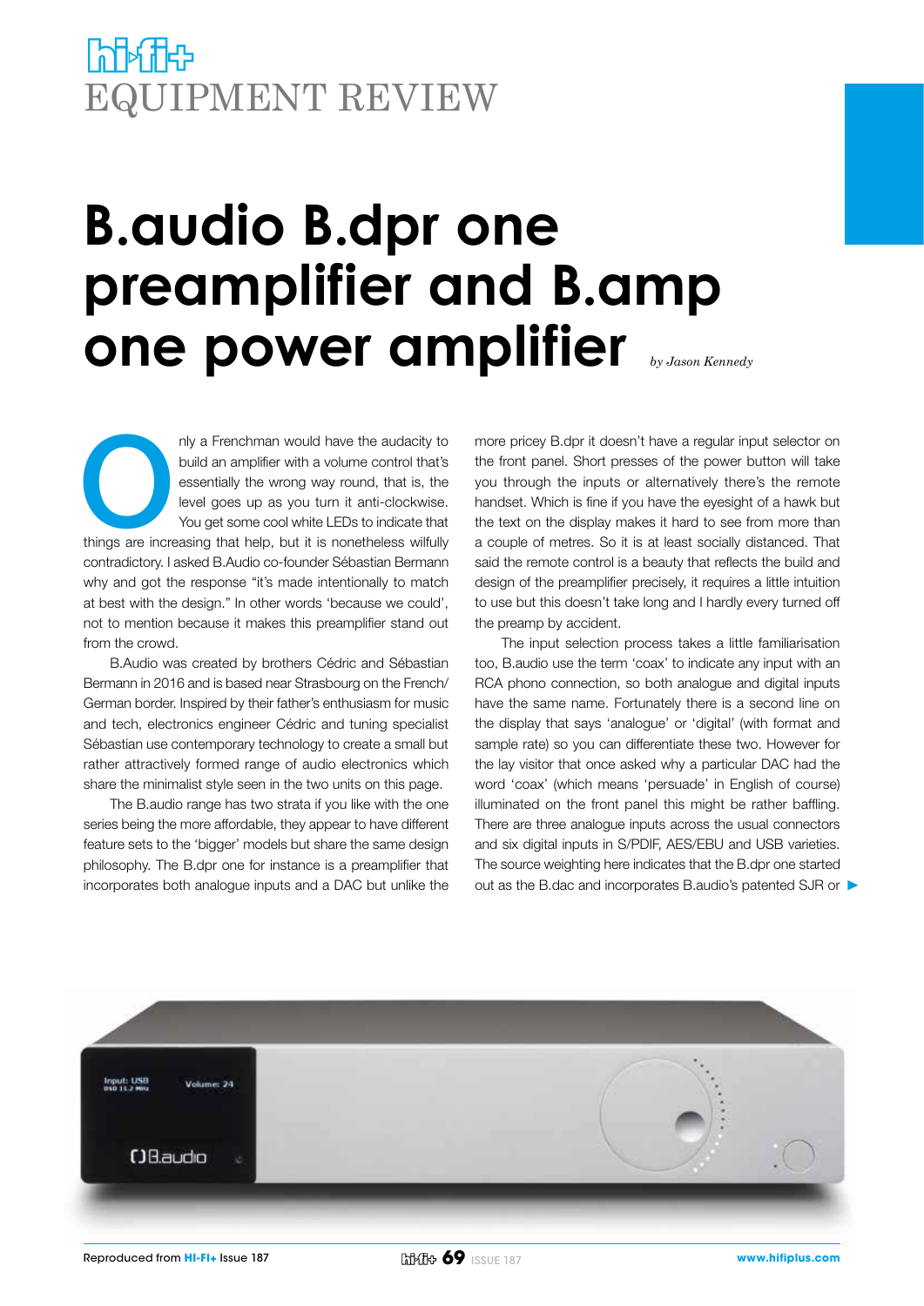# EQUIPMENT REVIEW

# B.audio B.dpr one preamplifier and B.amp one power amplifier

*by Jason Kennedy*

Only a Frenchman would have the audacity to build an amplifier with a volume control that's essentially the wrong way round, that is, the level goes up as you turn it anti-clockwise. You get some cool white LEDs to indicate that things are increasing that help, but it is nonetheless wilfully contradictory. I asked B.Audio co-founder Sébastian Bermann why and got the response "it's made intentionally to match at best with the design." In other words 'because we could', not to mention because it makes this preamplifier stand out from the crowd.

B.Audio was created by brothers Cédric and Sébastian Bermann in 2016 and is based near Strasbourg on the French/German border. Inspired by their father's enthusiasm for music and tech, electronics engineer Cédric and tuning specialist Sébastian use contemporary technology to create a small but rather attractively formed range of audio electronics which share the minimalist style seen in the two units on this page.

The B.audio range has two strata if you like with the one series being the more affordable, they appear to have different feature sets to the 'bigger' models but share the same design philosophy. The B.dpr one for instance is a preamplifier that incorporates both analogue inputs and a DAC but unlike the more pricey B.dpr it doesn't have a regular input selector on the front panel. Short presses of the power button will take you through the inputs or alternatively there's the remote handset. Which is fine if you have the eyesight of a hawk but the text on the display makes it hard to see from more than a couple of metres. So it is at least socially distanced. That said the remote control is a beauty that reflects the build and design of the preamplifier precisely, it requires a little intuition to use but this doesn't take long and I hardly every turned off the preamp by accident.

The input selection process takes a little familiarisation too, B.audio use the term 'coax' to indicate any input with an RCA phono connection, so both analogue and digital inputs have the same name. Fortunately there is a second line on the display that says 'analogue' or 'digital' (with format and sample rate) so you can differentiate these two. However for the lay visitor that once asked why a particular DAC had the word 'coax' (which means 'persuade' in English of course) illuminated on the front panel this might be rather baffling. There are three analogue inputs across the usual connectors and six digital inputs in S/PDIF, AES/EBU and USB varieties. The source weighting here indicates that the B.dpr one started out as the B.dac and incorporates B.audio's patented SJR or ▶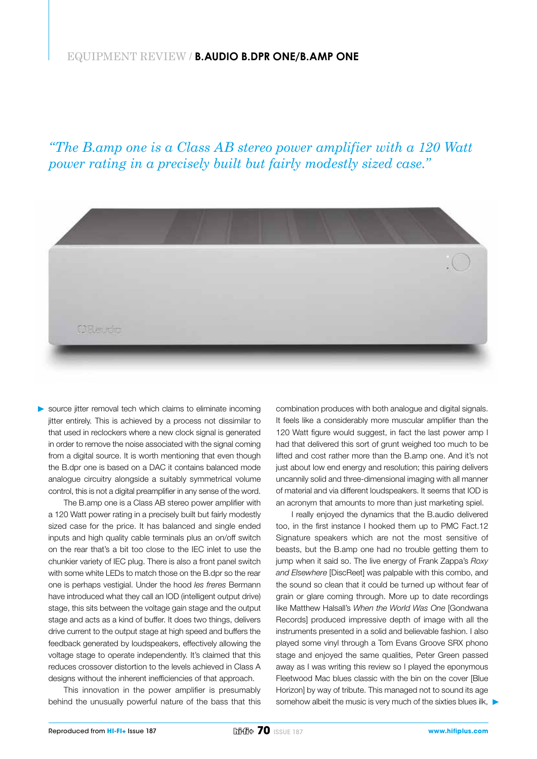*"The B.amp one is a Class AB stereo power amplifier with a 120 Watt power rating in a precisely built but fairly modestly sized case."*

source jitter removal tech which claims to eliminate incoming jitter entirely. This is achieved by a process not dissimilar to that used in reclockers where a new clock signal is generated in order to remove the noise associated with the signal coming from a digital source. It is worth mentioning that even though the B.dpr one is based on a DAC it contains balanced mode analogue circuitry alongside a suitably symmetrical volume control, this is not a digital preamplifier in any sense of the word.

The B.amp one is a Class AB stereo power amplifier with a 120 Watt power rating in a precisely built but fairly modestly sized case for the price. It has balanced and single ended inputs and high quality cable terminals plus an on/off switch on the rear that's a bit too close to the IEC inlet to use the chunkier variety of IEC plug. There is also a front panel switch with some white LEDs to match those on the B.dpr so the rear one is perhaps vestigial. Under the hood *les freres* Bermann have introduced what they call an IOD (intelligent output drive) stage, this sits between the voltage gain stage and the output stage and acts as a kind of buffer. It does two things, delivers drive current to the output stage at high speed and buffers the feedback generated by loudspeakers, effectively allowing the voltage stage to operate independently. It's claimed that this reduces crossover distortion to the levels achieved in Class A designs without the inherent inefficiencies of that approach.

This innovation in the power amplifier is presumably behind the unusually powerful nature of the bass that this combination produces with both analogue and digital signals. It feels like a considerably more muscular amplifier than the 120 Watt figure would suggest, in fact the last power amp I had that delivered this sort of grunt weighed too much to be lifted and cost rather more than the B.amp one. And it's not just about low end energy and resolution; this pairing delivers uncannily solid and three-dimensional imaging with all manner of material and via different loudspeakers. It seems that IOD is an acronym that amounts to more than just marketing spiel.

I really enjoyed the dynamics that the B.audio delivered too, in the first instance I hooked them up to PMC Fact.12 Signature speakers which are not the most sensitive of beasts, but the B.amp one had no trouble getting them to jump when it said so. The live energy of Frank Zappa's *Roxy and Elsewhere* [DiscReet] was palpable with this combo, and the sound so clean that it could be turned up without fear of grain or glare coming through. More up to date recordings like Matthew Halsall's *When the World Was One* [Gondwana Records] produced impressive depth of image with all the instruments presented in a solid and believable fashion. I also played some vinyl through a Tom Evans Groove SRX phono stage and enjoyed the same qualities, Peter Green passed away as I was writing this review so I played the eponymous Fleetwood Mac blues classic with the bin on the cover [Blue Horizon] by way of tribute. This managed not to sound its age somehow albeit the music is very much of the sixties blues ilk,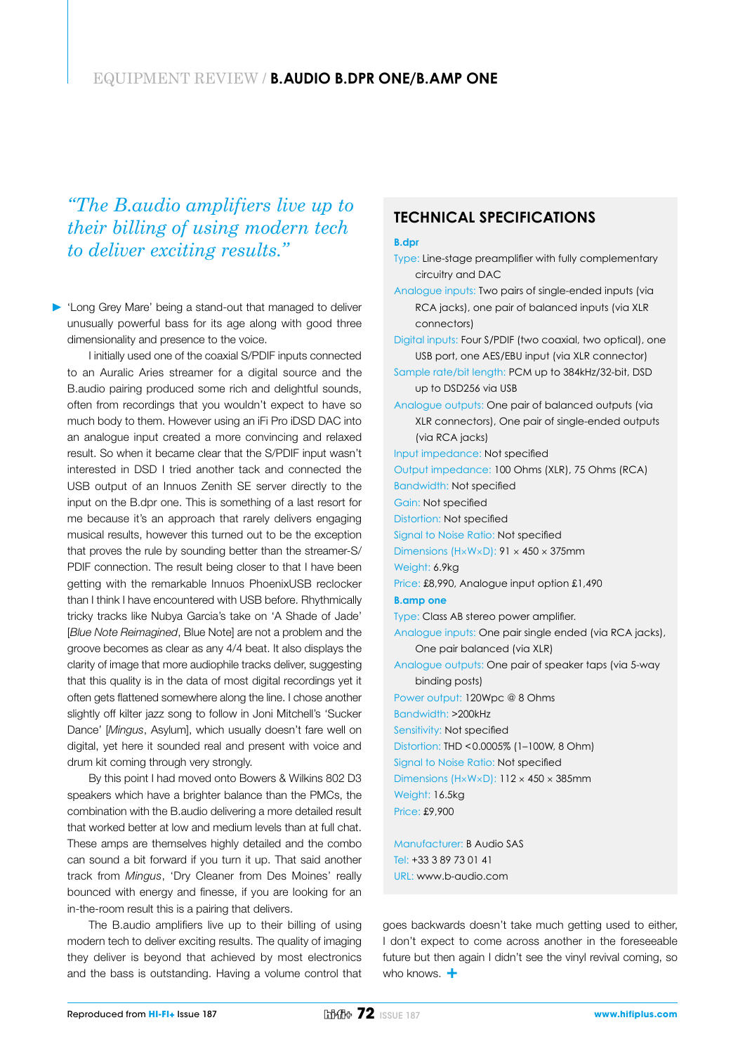*"The B.audio amplifiers live up to their billing of using modern tech to deliver exciting results."*

'Long Grey Mare' being a stand-out that managed to deliver unusually powerful bass for its age along with good three dimensionality and presence to the voice.

I initially used one of the coaxial S/PDIF inputs connected to an Auralic Aries streamer for a digital source and the B.audio pairing produced some rich and delightful sounds, often from recordings that you wouldn't expect to have so much body to them. However using an iFi Pro iDSD DAC into an analogue input created a more convincing and relaxed result. So when it became clear that the S/PDIF input wasn't interested in DSD I tried another tack and connected the USB output of an Innuos Zenith SE server directly to the input on the B.dpr one. This is something of a last resort for me because it's an approach that rarely delivers engaging musical results, however this turned out to be the exception that proves the rule by sounding better than the streamer-S/PDIF connection. The result being closer to that I have been getting with the remarkable Innuos PhoenixUSB reclocker than I think I have encountered with USB before. Rhythmically tricky tracks like Nubya Garcia's take on 'A Shade of Jade' [*Blue Note Reimagined*, Blue Note] are not a problem and the groove becomes as clear as any 4/4 beat. It also displays the clarity of image that more audiophile tracks deliver, suggesting that this quality is in the data of most digital recordings yet it often gets flattened somewhere along the line. I chose another slightly off kilter jazz song to follow in Joni Mitchell's 'Sucker Dance' [*Mingus*, Asylum], which usually doesn't fare well on digital, yet here it sounded real and present with voice and drum kit coming through very strongly.

By this point I had moved onto Bowers & Wilkins 802 D3 speakers which have a brighter balance than the PMCs, the combination with the B.audio delivering a more detailed result that worked better at low and medium levels than at full chat. These amps are themselves highly detailed and the combo can sound a bit forward if you turn it up. That said another track from *Mingus*, 'Dry Cleaner from Des Moines' really bounced with energy and finesse, if you are looking for an in-the-room result this is a pairing that delivers.

The B.audio amplifiers live up to their billing of using modern tech to deliver exciting results. The quality of imaging they deliver is beyond that achieved by most electronics and the bass is outstanding. Having a volume control that goes backwards doesn't take much getting used to either, I don't expect to come across another in the foreseeable future but then again I didn't see the vinyl revival coming, so who knows. +

## TECHNICAL SPECIFICATIONS

**B.dpr**

Type: Line-stage preamplifier with fully complementary circuitry and DAC

Analogue inputs: Two pairs of single-ended inputs (via RCA jacks), one pair of balanced inputs (via XLR connectors)

Digital inputs: Four S/PDIF (two coaxial, two optical), one USB port, one AES/EBU input (via XLR connector)

Sample rate/bit length: PCM up to 384kHz/32-bit, DSD up to DSD256 via USB

Analogue outputs: One pair of balanced outputs (via XLR connectors), One pair of single-ended outputs (via RCA jacks)

Input impedance: Not specified

Output impedance: 100 Ohms (XLR), 75 Ohms (RCA)

Bandwidth: Not specified

Gain: Not specified

Distortion: Not specified

Signal to Noise Ratio: Not specified

Dimensions (H×W×D): 91 × 450 × 375mm

Weight: 6.9kg

Price: £8,990, Analogue input option £1,490

**B.amp one**

Type: Class AB stereo power amplifier.

Analogue inputs: One pair single ended (via RCA jacks), One pair balanced (via XLR)

Analogue outputs: One pair of speaker taps (via 5-way binding posts)

Power output: 120Wpc @ 8 Ohms

Bandwidth: >200kHz

Sensitivity: Not specified

Distortion: THD <0.0005% (1–100W, 8 Ohm)

Signal to Noise Ratio: Not specified

Dimensions (H×W×D): 112 × 450 × 385mm

Weight: 16.5kg

Price: £9,900

Manufacturer: B Audio SAS

Tel: +33 3 89 73 01 41

URL: www.b-audio.com